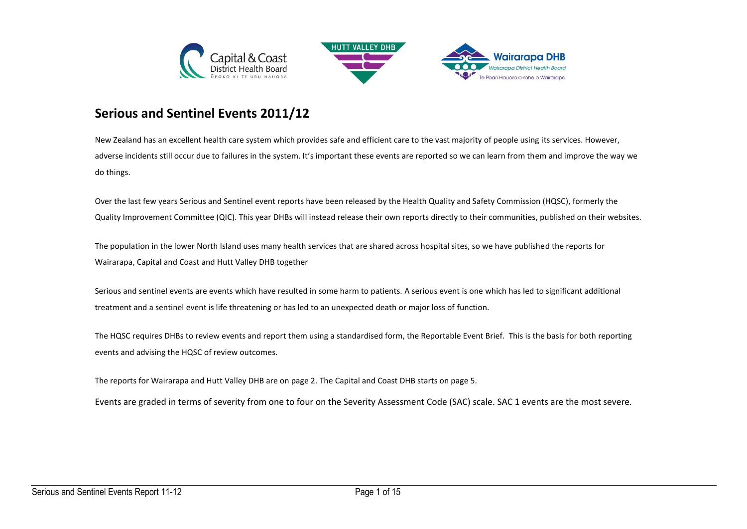# Serious and Sentinel Events 2011/12

New Zealand has an excellent health care system which provides safe and efficient care to the vast majority of people using its services. However, adverse incidents still occur due to failures in the system. It's important these events are reported so we can learn from them and improve the way we do things.

Over the last few years Serious and Sentinel event reports have been released by the Health Quality and Safety Commission (HQSC), formerly the Quality Improvement Committee (QIC). This year DHBs will instead release their own reports directly to their communities, published on their websites.

The population in the lower North Island uses many health services that are shared across hospital sites, so we have published the reports for Wairarapa, Capital and Coast and Hutt Valley DHB together

Serious and sentinel events are events which have resulted in some harm to patients. A serious event is one which has led to significant additional treatment and a sentinel event is life threatening or has led to an unexpected death or major loss of function.

The HQSC requires DHBs to review events and report them using a standardised form, the Reportable Event Brief. This is the basis for both reporting events and advising the HQSC of review outcomes.

The reports for Wairarapa and Hutt Valley DHB are on page 2. The Capital and Coast DHB starts on page 5.

Events are graded in terms of severity from one to four on the Severity Assessment Code (SAC) scale. SAC 1 events are the most severe.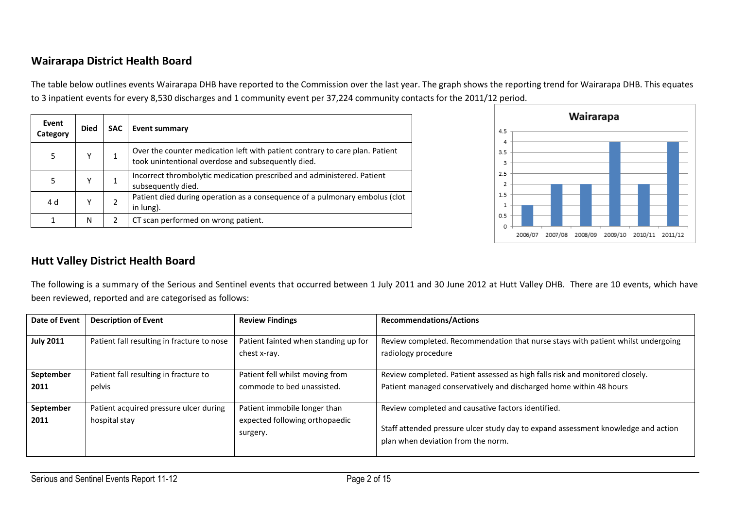## Wairarapa District Health Board

The table below outlines events Wairarapa DHB have reported to the Commission over the last year. The graph shows the reporting trend for Wairarapa DHB. This equates to 3 inpatient events for every 8,530 discharges and 1 community event per 37,224 community contacts for the 2011/12 period.

| Event Category | Died | SAC | Event summary |
|---|---|---|---|
| 5 | Y | 1 | Over the counter medication left with patient contrary to care plan. Patient took unintentional overdose and subsequently died. |
| 5 | Y | 1 | Incorrect thrombolytic medication prescribed and administered. Patient subsequently died. |
| 4 d | Y | 2 | Patient died during operation as a consequence of a pulmonary embolus (clot in lung). |
| 1 | N | 2 | CT scan performed on wrong patient. |

Wairarapa

4.5
4
3.5
3
2.5
2
1.5
1
0.5
0

2006/07 2007/08 2008/09 2009/10 2010/11 2011/12

## Hutt Valley District Health Board

The following is a summary of the Serious and Sentinel events that occurred between 1 July 2011 and 30 June 2012 at Hutt Valley DHB. There are 10 events, which have been reviewed, reported and are categorised as follows:

| Date of Event | Description of Event | Review Findings | Recommendations/Actions |
|---|---|---|---|
| **July 2011** | Patient fall resulting in fracture to nose | Patient fainted when standing up for chest x-ray. | Review completed. Recommendation that nurse stays with patient whilst undergoing radiology procedure |
| **September 2011** | Patient fall resulting in fracture to pelvis | Patient fell whilst moving from commode to bed unassisted. | Review completed. Patient assessed as high falls risk and monitored closely. Patient managed conservatively and discharged home within 48 hours |
| **September 2011** | Patient acquired pressure ulcer during hospital stay | Patient immobile longer than expected following orthopaedic surgery. | Review completed and causative factors identified.<br><br>Staff attended pressure ulcer study day to expand assessment knowledge and action plan when deviation from the norm. |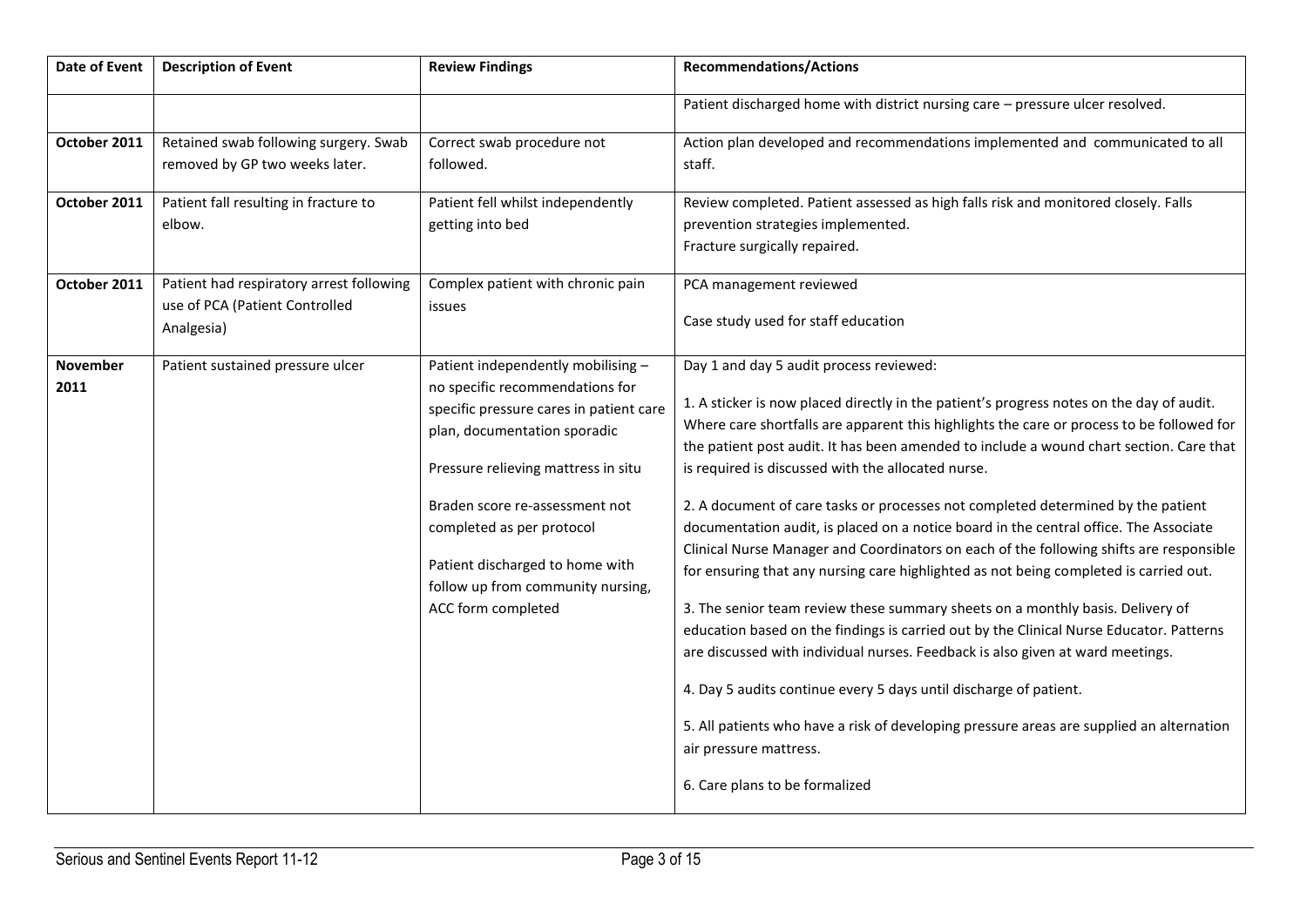| Date of Event | Description of Event | Review Findings | Recommendations/Actions |
|---|---|---|---|
| | | | Patient discharged home with district nursing care – pressure ulcer resolved. |
| **October 2011** | Retained swab following surgery. Swab removed by GP two weeks later. | Correct swab procedure not followed. | Action plan developed and recommendations implemented and communicated to all staff. |
| **October 2011** | Patient fall resulting in fracture to elbow. | Patient fell whilst independently getting into bed | Review completed. Patient assessed as high falls risk and monitored closely. Falls prevention strategies implemented.<br>Fracture surgically repaired. |
| **October 2011** | Patient had respiratory arrest following use of PCA (Patient Controlled Analgesia) | Complex patient with chronic pain issues | PCA management reviewed<br><br>Case study used for staff education |
| **November 2011** | Patient sustained pressure ulcer | Patient independently mobilising – no specific recommendations for specific pressure cares in patient care plan, documentation sporadic<br><br>Pressure relieving mattress in situ<br><br>Braden score re-assessment not completed as per protocol<br><br>Patient discharged to home with follow up from community nursing, ACC form completed | Day 1 and day 5 audit process reviewed:<br><br>1. A sticker is now placed directly in the patient's progress notes on the day of audit. Where care shortfalls are apparent this highlights the care or process to be followed for the patient post audit. It has been amended to include a wound chart section. Care that is required is discussed with the allocated nurse.<br><br>2. A document of care tasks or processes not completed determined by the patient documentation audit, is placed on a notice board in the central office. The Associate Clinical Nurse Manager and Coordinators on each of the following shifts are responsible for ensuring that any nursing care highlighted as not being completed is carried out.<br><br>3. The senior team review these summary sheets on a monthly basis. Delivery of education based on the findings is carried out by the Clinical Nurse Educator. Patterns are discussed with individual nurses. Feedback is also given at ward meetings.<br><br>4. Day 5 audits continue every 5 days until discharge of patient.<br><br>5. All patients who have a risk of developing pressure areas are supplied an alternation air pressure mattress.<br><br>6. Care plans to be formalized |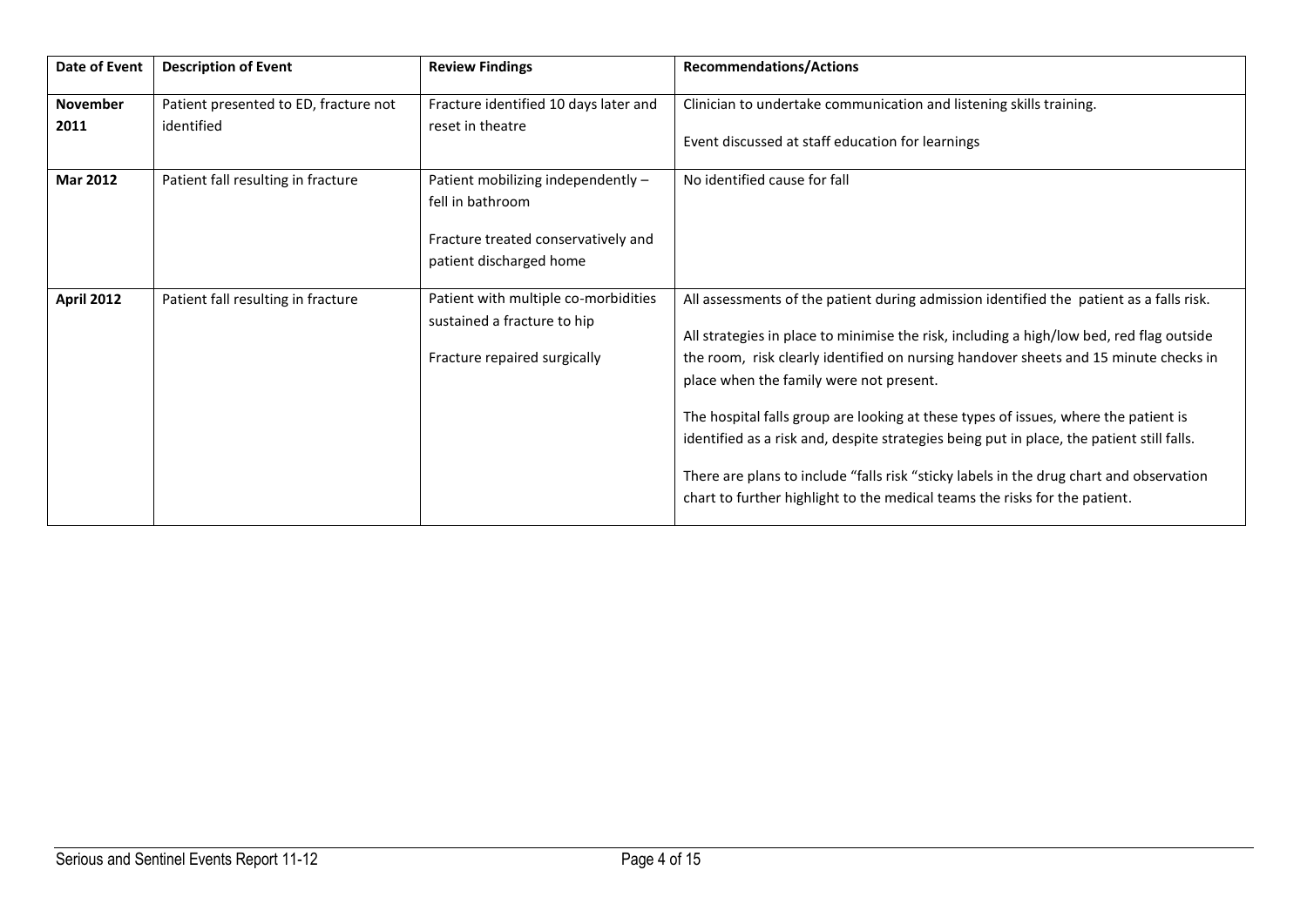| Date of Event | Description of Event | Review Findings | Recommendations/Actions |
|---|---|---|---|
| **November 2011** | Patient presented to ED, fracture not identified | Fracture identified 10 days later and reset in theatre | Clinician to undertake communication and listening skills training.<br><br>Event discussed at staff education for learnings |
| **Mar 2012** | Patient fall resulting in fracture | Patient mobilizing independently – fell in bathroom<br><br>Fracture treated conservatively and patient discharged home | No identified cause for fall |
| **April 2012** | Patient fall resulting in fracture | Patient with multiple co-morbidities sustained a fracture to hip<br><br>Fracture repaired surgically | All assessments of the patient during admission identified the patient as a falls risk.<br><br>All strategies in place to minimise the risk, including a high/low bed, red flag outside the room, risk clearly identified on nursing handover sheets and 15 minute checks in place when the family were not present.<br><br>The hospital falls group are looking at these types of issues, where the patient is identified as a risk and, despite strategies being put in place, the patient still falls.<br><br>There are plans to include "falls risk "sticky labels in the drug chart and observation chart to further highlight to the medical teams the risks for the patient. |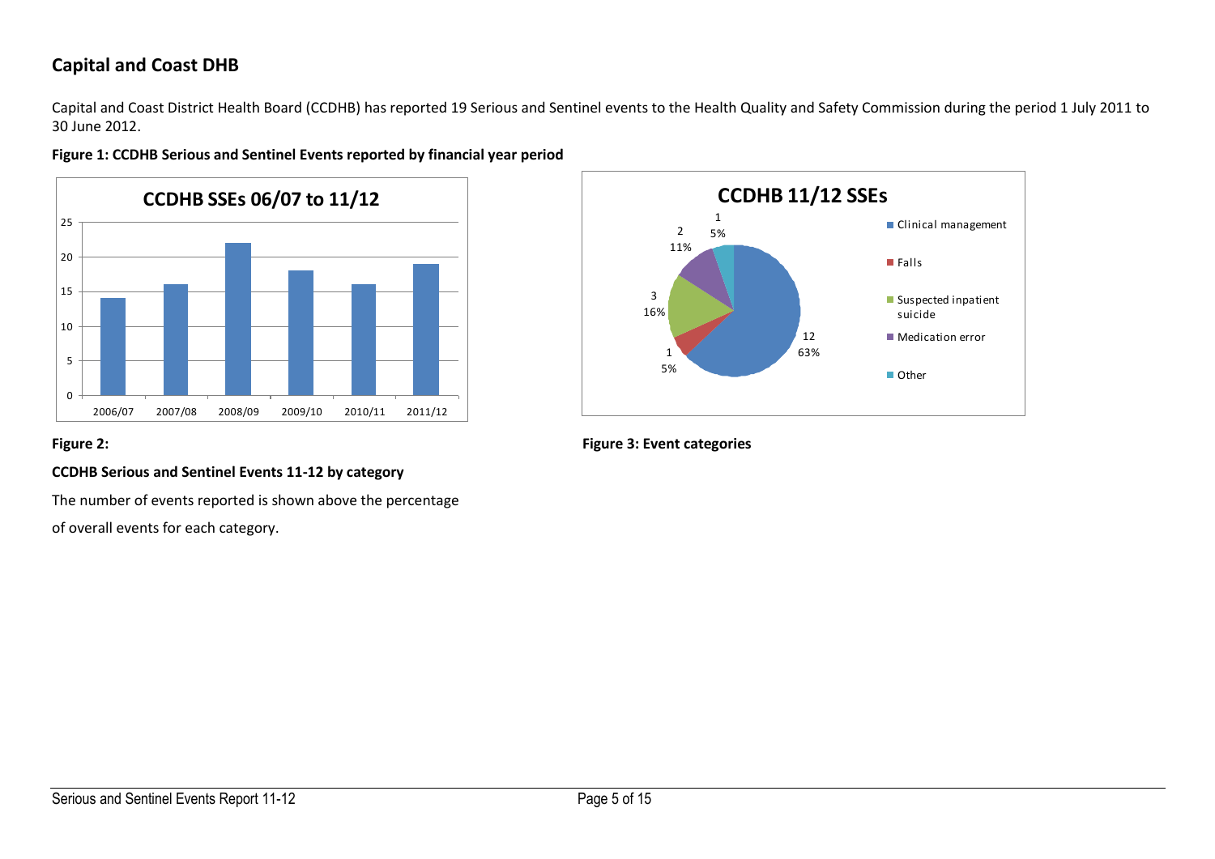## Capital and Coast DHB

Capital and Coast District Health Board (CCDHB) has reported 19 Serious and Sentinel events to the Health Quality and Safety Commission during the period 1 July 2011 to 30 June 2012.

**Figure 1: CCDHB Serious and Sentinel Events reported by financial year period**

**CCDHB SSEs 06/07 to 11/12**

25
20
15
10
5
0

2006/07 2007/08 2008/09 2009/10 2010/11 2011/12

**Figure 2:**

**CCDHB Serious and Sentinel Events 11-12 by category**

The number of events reported is shown above the percentage of overall events for each category.

**CCDHB 11/12 SSEs**

12
63%

1
5%

3
16%

2
11%

1
5%

Clinical management
Falls
Suspected inpatient suicide
Medication error
Other

**Figure 3: Event categories**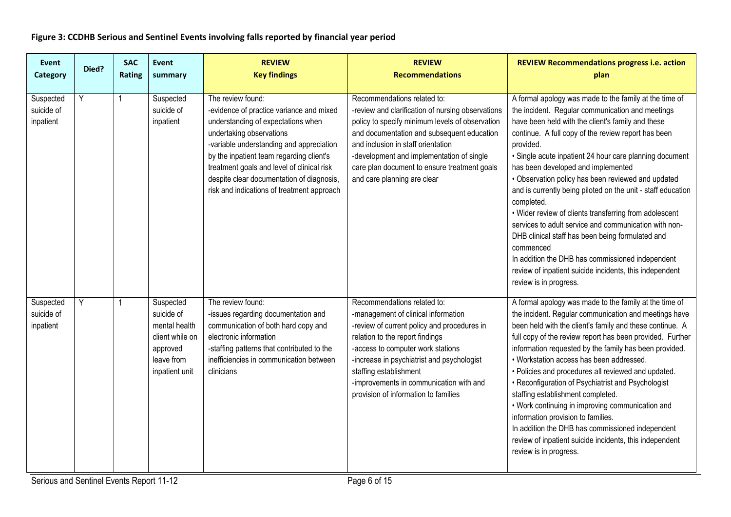**Figure 3: CCDHB Serious and Sentinel Events involving falls reported by financial year period**

| Event Category | Died? | SAC Rating | Event summary | REVIEW Key findings | REVIEW Recommendations | REVIEW Recommendations progress i.e. action plan |
|---|---|---|---|---|---|---|
| Suspected suicide of inpatient | Y | 1 | Suspected suicide of inpatient | The review found:<br>-evidence of practice variance and mixed understanding of expectations when undertaking observations<br>-variable understanding and appreciation by the inpatient team regarding client's treatment goals and level of clinical risk despite clear documentation of diagnosis, risk and indications of treatment approach | Recommendations related to:<br>-review and clarification of nursing observations policy to specify minimum levels of observation and documentation and subsequent education and inclusion in staff orientation<br>-development and implementation of single care plan document to ensure treatment goals and care planning are clear | A formal apology was made to the family at the time of the incident. Regular communication and meetings have been held with the client's family and these continue. A full copy of the review report has been provided.<br>• Single acute inpatient 24 hour care planning document has been developed and implemented<br>• Observation policy has been reviewed and updated and is currently being piloted on the unit - staff education completed.<br>• Wider review of clients transferring from adolescent services to adult service and communication with non-DHB clinical staff has been being formulated and commenced<br>In addition the DHB has commissioned independent review of inpatient suicide incidents, this independent review is in progress. |
| Suspected suicide of inpatient | Y | 1 | Suspected suicide of mental health client while on approved leave from inpatient unit | The review found:<br>-issues regarding documentation and communication of both hard copy and electronic information<br>-staffing patterns that contributed to the inefficiencies in communication between clinicians | Recommendations related to:<br>-management of clinical information<br>-review of current policy and procedures in relation to the report findings<br>-access to computer work stations<br>-increase in psychiatrist and psychologist staffing establishment<br>-improvements in communication with and provision of information to families | A formal apology was made to the family at the time of the incident. Regular communication and meetings have been held with the client's family and these continue. A full copy of the review report has been provided. Further information requested by the family has been provided.<br>• Workstation access has been addressed.<br>• Policies and procedures all reviewed and updated.<br>• Reconfiguration of Psychiatrist and Psychologist staffing establishment completed.<br>• Work continuing in improving communication and information provision to families.<br>In addition the DHB has commissioned independent review of inpatient suicide incidents, this independent review is in progress. |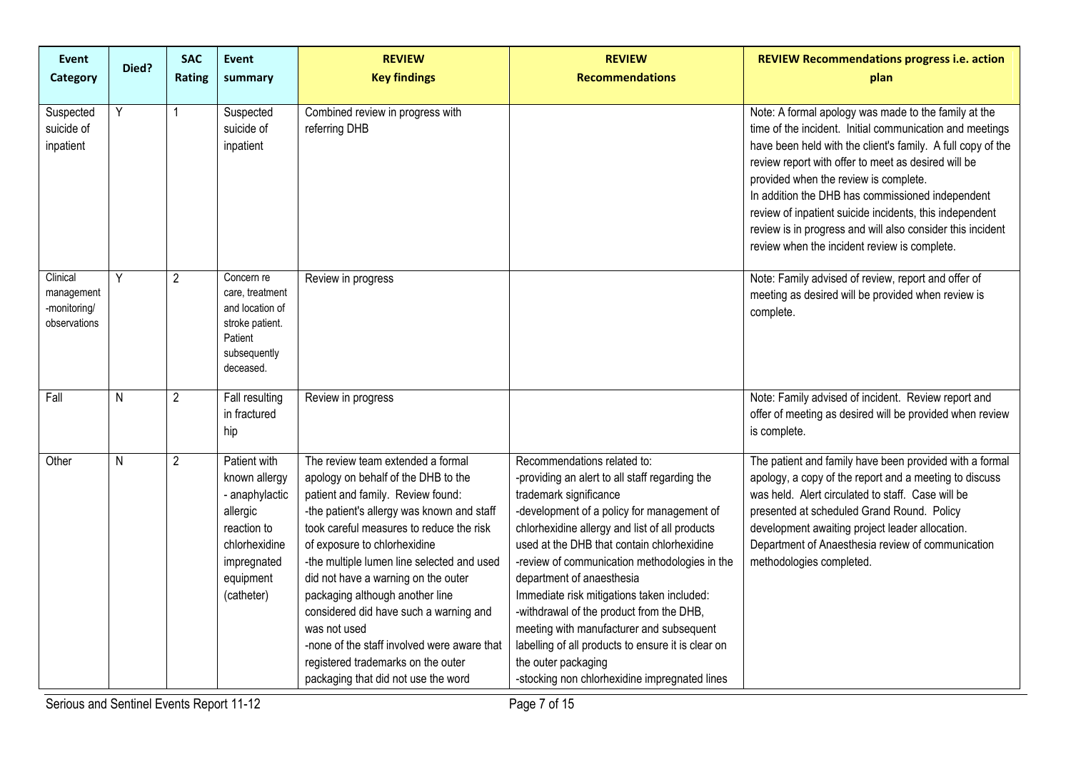| Event Category | Died? | SAC Rating | Event summary | REVIEW Key findings | REVIEW Recommendations | REVIEW Recommendations progress i.e. action plan |
|---|---|---|---|---|---|---|
| Suspected suicide of inpatient | Y | 1 | Suspected suicide of inpatient | Combined review in progress with referring DHB | | Note: A formal apology was made to the family at the time of the incident. Initial communication and meetings have been held with the client's family. A full copy of the review report with offer to meet as desired will be provided when the review is complete.<br>In addition the DHB has commissioned independent review of inpatient suicide incidents, this independent review is in progress and will also consider this incident review when the incident review is complete. |
| Clinical management -monitoring/ observations | Y | 2 | Concern re care, treatment and location of stroke patient. Patient subsequently deceased. | Review in progress | | Note: Family advised of review, report and offer of meeting as desired will be provided when review is complete. |
| Fall | N | 2 | Fall resulting in fractured hip | Review in progress | | Note: Family advised of incident. Review report and offer of meeting as desired will be provided when review is complete. |
| Other | N | 2 | Patient with known allergy - anaphylactic allergic reaction to chlorhexidine impregnated equipment (catheter) | The review team extended a formal apology on behalf of the DHB to the patient and family. Review found:<br>-the patient's allergy was known and staff took careful measures to reduce the risk of exposure to chlorhexidine<br>-the multiple lumen line selected and used did not have a warning on the outer packaging although another line considered did have such a warning and was not used<br>-none of the staff involved were aware that registered trademarks on the outer packaging that did not use the word | Recommendations related to:<br>-providing an alert to all staff regarding the trademark significance<br>-development of a policy for management of chlorhexidine allergy and list of all products used at the DHB that contain chlorhexidine<br>-review of communication methodologies in the department of anaesthesia<br>Immediate risk mitigations taken included:<br>-withdrawal of the product from the DHB, meeting with manufacturer and subsequent labelling of all products to ensure it is clear on the outer packaging<br>-stocking non chlorhexidine impregnated lines | The patient and family have been provided with a formal apology, a copy of the report and a meeting to discuss was held. Alert circulated to staff. Case will be presented at scheduled Grand Round. Policy development awaiting project leader allocation. Department of Anaesthesia review of communication methodologies completed. |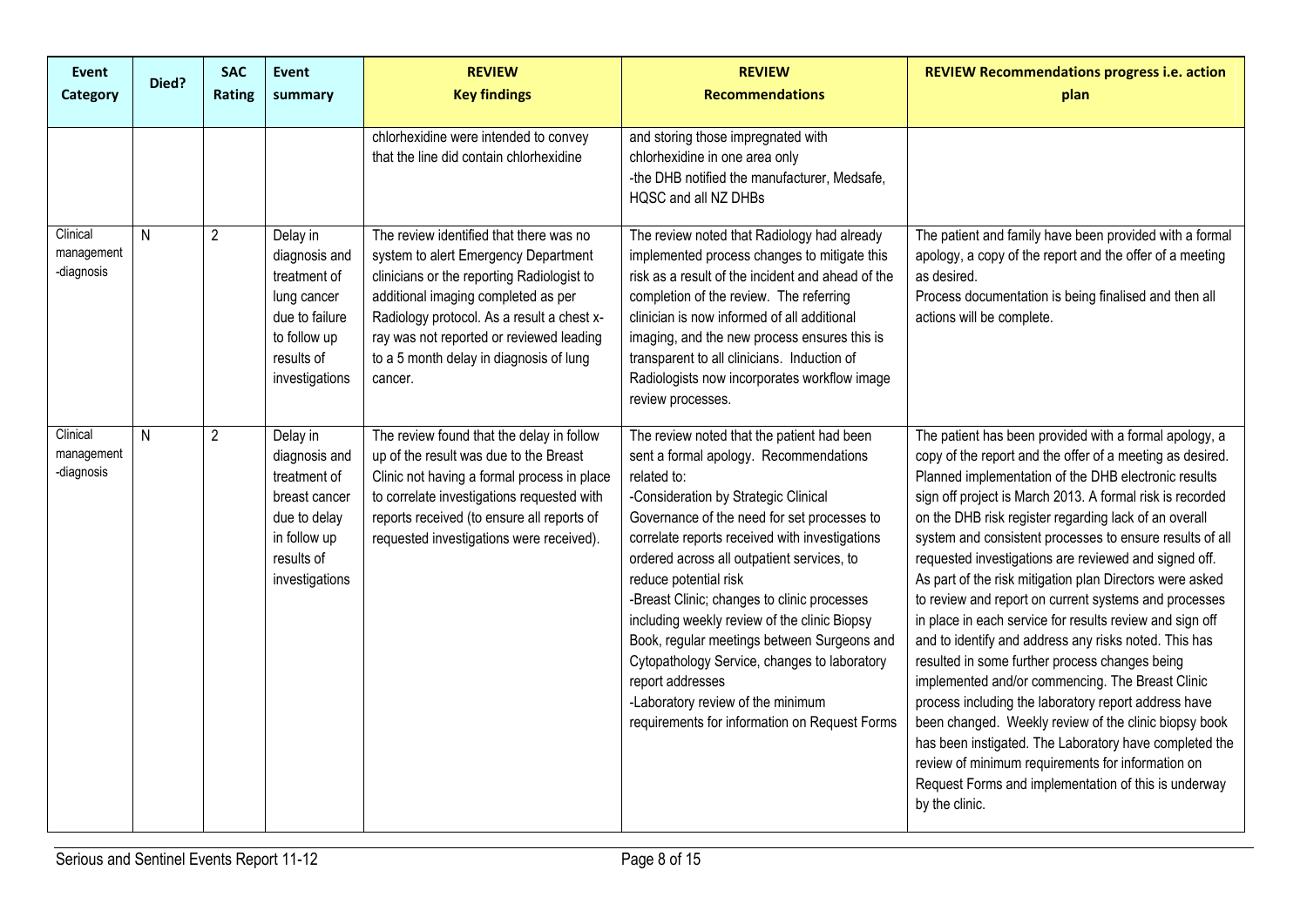| Event Category | Died? | SAC Rating | Event summary | REVIEW Key findings | REVIEW Recommendations | REVIEW Recommendations progress i.e. action plan |
|---|---|---|---|---|---|---|
| | | | | chlorhexidine were intended to convey that the line did contain chlorhexidine | and storing those impregnated with chlorhexidine in one area only<br>-the DHB notified the manufacturer, Medsafe, HQSC and all NZ DHBs | |
| Clinical management -diagnosis | N | 2 | Delay in diagnosis and treatment of lung cancer due to failure to follow up results of investigations | The review identified that there was no system to alert Emergency Department clinicians or the reporting Radiologist to additional imaging completed as per Radiology protocol. As a result a chest x-ray was not reported or reviewed leading to a 5 month delay in diagnosis of lung cancer. | The review noted that Radiology had already implemented process changes to mitigate this risk as a result of the incident and ahead of the completion of the review. The referring clinician is now informed of all additional imaging, and the new process ensures this is transparent to all clinicians. Induction of Radiologists now incorporates workflow image review processes. | The patient and family have been provided with a formal apology, a copy of the report and the offer of a meeting as desired.<br>Process documentation is being finalised and then all actions will be complete. |
| Clinical management -diagnosis | N | 2 | Delay in diagnosis and treatment of breast cancer due to delay in follow up results of investigations | The review found that the delay in follow up of the result was due to the Breast Clinic not having a formal process in place to correlate investigations requested with reports received (to ensure all reports of requested investigations were received). | The review noted that the patient had been sent a formal apology. Recommendations related to:<br>-Consideration by Strategic Clinical Governance of the need for set processes to correlate reports received with investigations ordered across all outpatient services, to reduce potential risk<br>-Breast Clinic; changes to clinic processes including weekly review of the clinic Biopsy Book, regular meetings between Surgeons and Cytopathology Service, changes to laboratory report addresses<br>-Laboratory review of the minimum requirements for information on Request Forms | The patient has been provided with a formal apology, a copy of the report and the offer of a meeting as desired. Planned implementation of the DHB electronic results sign off project is March 2013. A formal risk is recorded on the DHB risk register regarding lack of an overall system and consistent processes to ensure results of all requested investigations are reviewed and signed off. As part of the risk mitigation plan Directors were asked to review and report on current systems and processes in place in each service for results review and sign off and to identify and address any risks noted. This has resulted in some further process changes being implemented and/or commencing. The Breast Clinic process including the laboratory report address have been changed. Weekly review of the clinic biopsy book has been instigated. The Laboratory have completed the review of minimum requirements for information on Request Forms and implementation of this is underway by the clinic. |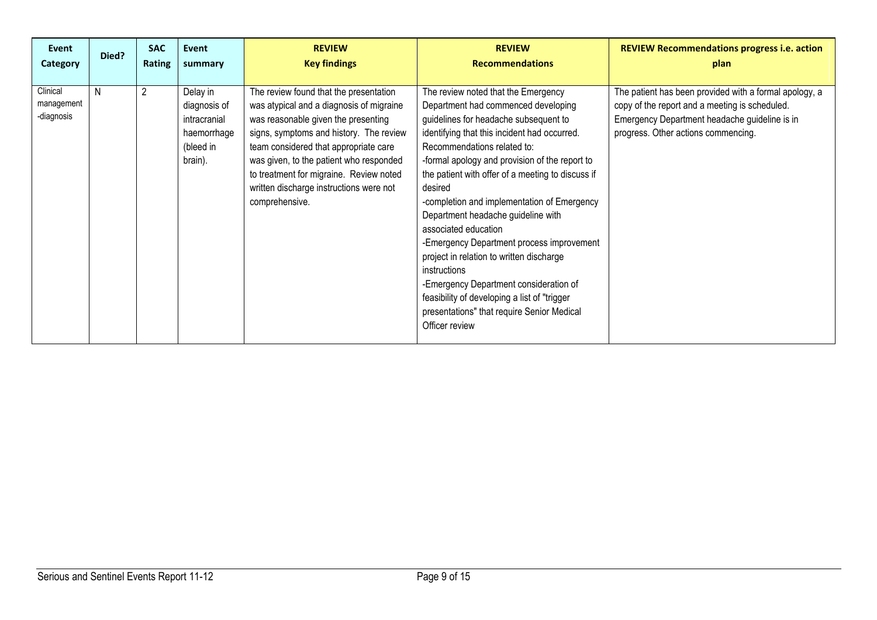| Event Category | Died? | SAC Rating | Event summary | REVIEW Key findings | REVIEW Recommendations | REVIEW Recommendations progress i.e. action plan |
|---|---|---|---|---|---|---|
| Clinical management -diagnosis | N | 2 | Delay in diagnosis of intracranial haemorrhage (bleed in brain). | The review found that the presentation was atypical and a diagnosis of migraine was reasonable given the presenting signs, symptoms and history. The review team considered that appropriate care was given, to the patient who responded to treatment for migraine. Review noted written discharge instructions were not comprehensive. | The review noted that the Emergency Department had commenced developing guidelines for headache subsequent to identifying that this incident had occurred. Recommendations related to:<br>-formal apology and provision of the report to the patient with offer of a meeting to discuss if desired<br>-completion and implementation of Emergency Department headache guideline with associated education<br>-Emergency Department process improvement project in relation to written discharge instructions<br>-Emergency Department consideration of feasibility of developing a list of "trigger presentations" that require Senior Medical Officer review | The patient has been provided with a formal apology, a copy of the report and a meeting is scheduled. Emergency Department headache guideline is in progress. Other actions commencing. |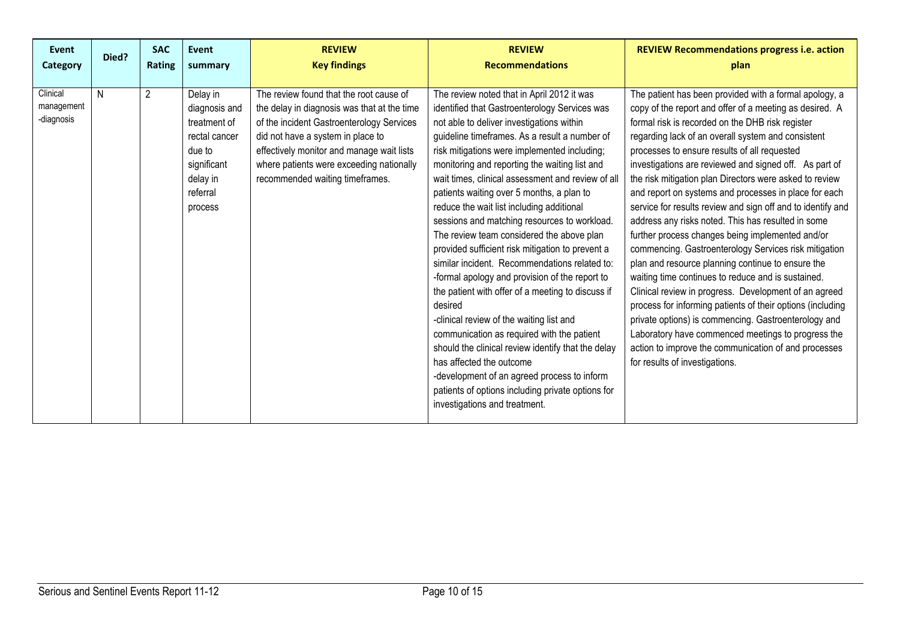| Event Category | Died? | SAC Rating | Event summary | REVIEW Key findings | REVIEW Recommendations | REVIEW Recommendations progress i.e. action plan |
|---|---|---|---|---|---|---|
| Clinical management -diagnosis | N | 2 | Delay in diagnosis and treatment of rectal cancer due to significant delay in referral process | The review found that the root cause of the delay in diagnosis was that at the time of the incident Gastroenterology Services did not have a system in place to effectively monitor and manage wait lists where patients were exceeding nationally recommended waiting timeframes. | The review noted that in April 2012 it was identified that Gastroenterology Services was not able to deliver investigations within guideline timeframes. As a result a number of risk mitigations were implemented including; monitoring and reporting the waiting list and wait times, clinical assessment and review of all patients waiting over 5 months, a plan to reduce the wait list including additional sessions and matching resources to workload. The review team considered the above plan provided sufficient risk mitigation to prevent a similar incident. Recommendations related to:<br>-formal apology and provision of the report to the patient with offer of a meeting to discuss if desired<br>-clinical review of the waiting list and communication as required with the patient should the clinical review identify that the delay has affected the outcome<br>-development of an agreed process to inform patients of options including private options for investigations and treatment. | The patient has been provided with a formal apology, a copy of the report and offer of a meeting as desired. A formal risk is recorded on the DHB risk register regarding lack of an overall system and consistent processes to ensure results of all requested investigations are reviewed and signed off. As part of the risk mitigation plan Directors were asked to review and report on systems and processes in place for each service for results review and sign off and to identify and address any risks noted. This has resulted in some further process changes being implemented and/or commencing. Gastroenterology Services risk mitigation plan and resource planning continue to ensure the waiting time continues to reduce and is sustained. Clinical review in progress. Development of an agreed process for informing patients of their options (including private options) is commencing. Gastroenterology and Laboratory have commenced meetings to progress the action to improve the communication of and processes for results of investigations. |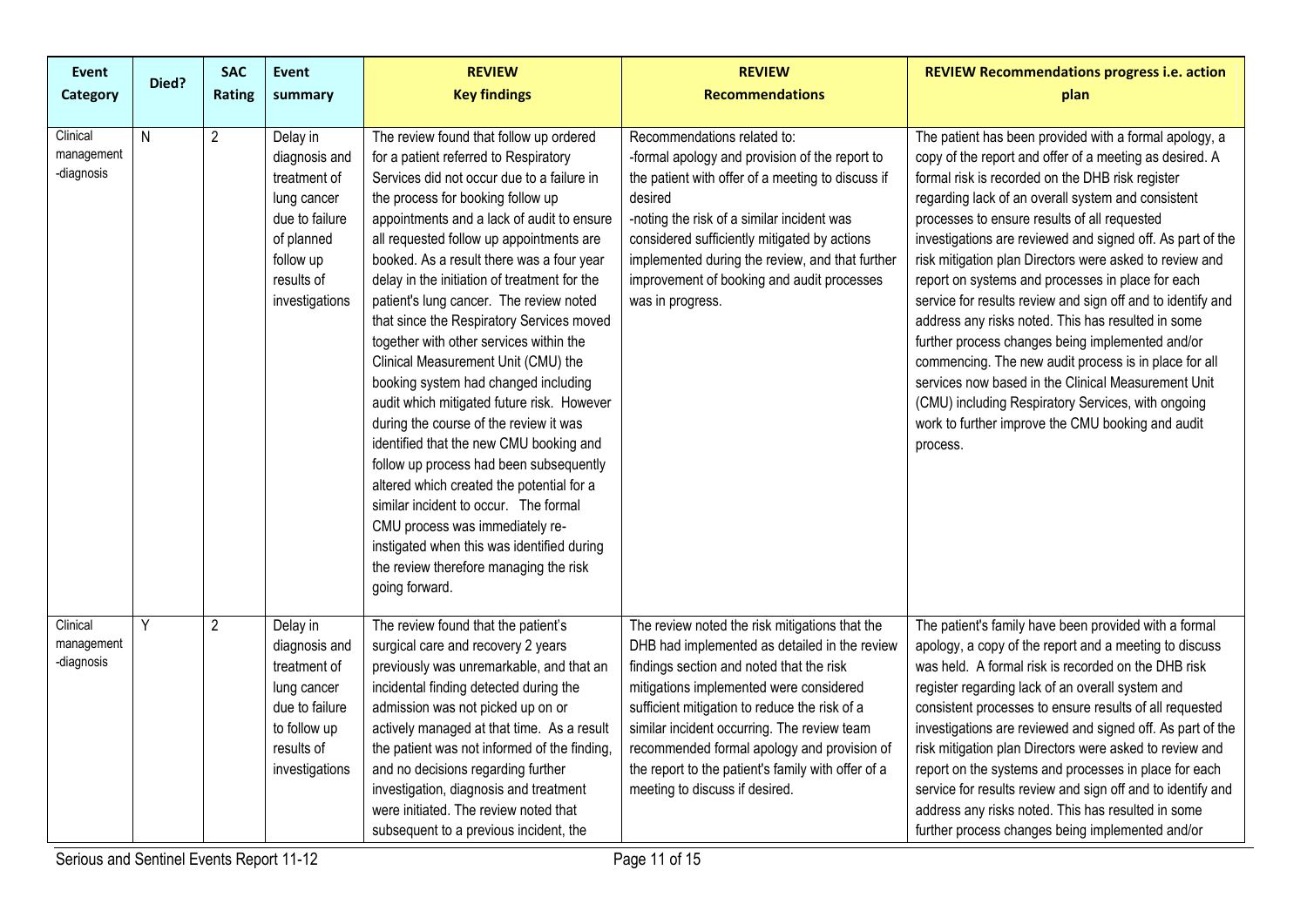| Event Category | Died? | SAC Rating | Event summary | REVIEW Key findings | REVIEW Recommendations | REVIEW Recommendations progress i.e. action plan |
|---|---|---|---|---|---|---|
| Clinical management -diagnosis | N | 2 | Delay in diagnosis and treatment of lung cancer due to failure of planned follow up results of investigations | The review found that follow up ordered for a patient referred to Respiratory Services did not occur due to a failure in the process for booking follow up appointments and a lack of audit to ensure all requested follow up appointments are booked. As a result there was a four year delay in the initiation of treatment for the patient's lung cancer. The review noted that since the Respiratory Services moved together with other services within the Clinical Measurement Unit (CMU) the booking system had changed including audit which mitigated future risk. However during the course of the review it was identified that the new CMU booking and follow up process had been subsequently altered which created the potential for a similar incident to occur. The formal CMU process was immediately re-instigated when this was identified during the review therefore managing the risk going forward. | Recommendations related to:<br>-formal apology and provision of the report to the patient with offer of a meeting to discuss if desired<br>-noting the risk of a similar incident was considered sufficiently mitigated by actions implemented during the review, and that further improvement of booking and audit processes was in progress. | The patient has been provided with a formal apology, a copy of the report and offer of a meeting as desired. A formal risk is recorded on the DHB risk register regarding lack of an overall system and consistent processes to ensure results of all requested investigations are reviewed and signed off. As part of the risk mitigation plan Directors were asked to review and report on systems and processes in place for each service for results review and sign off and to identify and address any risks noted. This has resulted in some further process changes being implemented and/or commencing. The new audit process is in place for all services now based in the Clinical Measurement Unit (CMU) including Respiratory Services, with ongoing work to further improve the CMU booking and audit process. |
| Clinical management -diagnosis | Y | 2 | Delay in diagnosis and treatment of lung cancer due to failure to follow up results of investigations | The review found that the patient's surgical care and recovery 2 years previously was unremarkable, and that an incidental finding detected during the admission was not picked up on or actively managed at that time. As a result the patient was not informed of the finding, and no decisions regarding further investigation, diagnosis and treatment were initiated. The review noted that subsequent to a previous incident, the | The review noted the risk mitigations that the DHB had implemented as detailed in the review findings section and noted that the risk mitigations implemented were considered sufficient mitigation to reduce the risk of a similar incident occurring. The review team recommended formal apology and provision of the report to the patient's family with offer of a meeting to discuss if desired. | The patient's family have been provided with a formal apology, a copy of the report and a meeting to discuss was held. A formal risk is recorded on the DHB risk register regarding lack of an overall system and consistent processes to ensure results of all requested investigations are reviewed and signed off. As part of the risk mitigation plan Directors were asked to review and report on the systems and processes in place for each service for results review and sign off and to identify and address any risks noted. This has resulted in some further process changes being implemented and/or |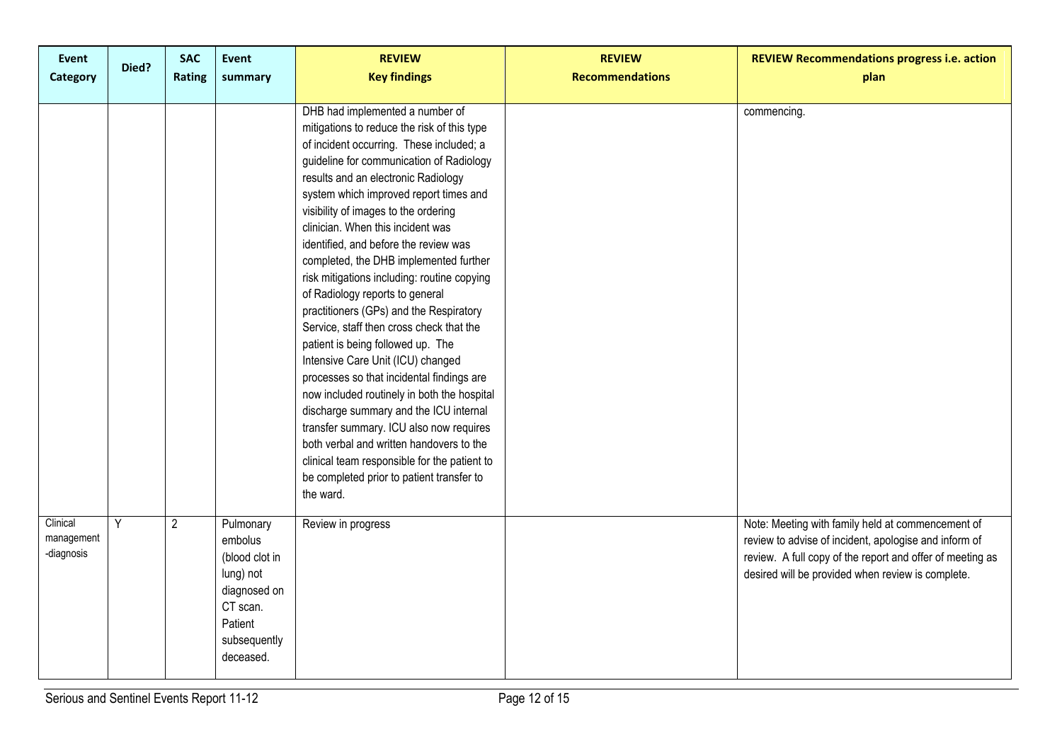| Event Category | Died? | SAC Rating | Event summary | REVIEW Key findings | REVIEW Recommendations | REVIEW Recommendations progress i.e. action plan |
|---|---|---|---|---|---|---|
| | | | | DHB had implemented a number of mitigations to reduce the risk of this type of incident occurring. These included; a guideline for communication of Radiology results and an electronic Radiology system which improved report times and visibility of images to the ordering clinician. When this incident was identified, and before the review was completed, the DHB implemented further risk mitigations including: routine copying of Radiology reports to general practitioners (GPs) and the Respiratory Service, staff then cross check that the patient is being followed up. The Intensive Care Unit (ICU) changed processes so that incidental findings are now included routinely in both the hospital discharge summary and the ICU internal transfer summary. ICU also now requires both verbal and written handovers to the clinical team responsible for the patient to be completed prior to patient transfer to the ward. | | commencing. |
| Clinical management -diagnosis | Y | 2 | Pulmonary embolus (blood clot in lung) not diagnosed on CT scan. Patient subsequently deceased. | Review in progress | | Note: Meeting with family held at commencement of review to advise of incident, apologise and inform of review. A full copy of the report and offer of meeting as desired will be provided when review is complete. |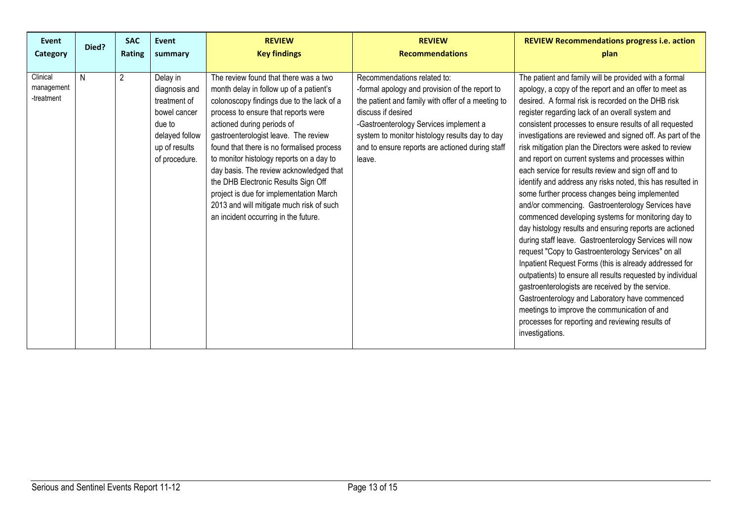| Event Category | Died? | SAC Rating | Event summary | REVIEW Key findings | REVIEW Recommendations | REVIEW Recommendations progress i.e. action plan |
|---|---|---|---|---|---|---|
| Clinical management -treatment | N | 2 | Delay in diagnosis and treatment of bowel cancer due to delayed follow up of results of procedure. | The review found that there was a two month delay in follow up of a patient's colonoscopy findings due to the lack of a process to ensure that reports were actioned during periods of gastroenterologist leave. The review found that there is no formalised process to monitor histology reports on a day to day basis. The review acknowledged that the DHB Electronic Results Sign Off project is due for implementation March 2013 and will mitigate much risk of such an incident occurring in the future. | Recommendations related to: -formal apology and provision of the report to the patient and family with offer of a meeting to discuss if desired -Gastroenterology Services implement a system to monitor histology results day to day and to ensure reports are actioned during staff leave. | The patient and family will be provided with a formal apology, a copy of the report and an offer to meet as desired. A formal risk is recorded on the DHB risk register regarding lack of an overall system and consistent processes to ensure results of all requested investigations are reviewed and signed off. As part of the risk mitigation plan the Directors were asked to review and report on current systems and processes within each service for results review and sign off and to identify and address any risks noted, this has resulted in some further process changes being implemented and/or commencing. Gastroenterology Services have commenced developing systems for monitoring day to day histology results and ensuring reports are actioned during staff leave. Gastroenterology Services will now request "Copy to Gastroenterology Services" on all Inpatient Request Forms (this is already addressed for outpatients) to ensure all results requested by individual gastroenterologists are received by the service. Gastroenterology and Laboratory have commenced meetings to improve the communication of and processes for reporting and reviewing results of investigations. |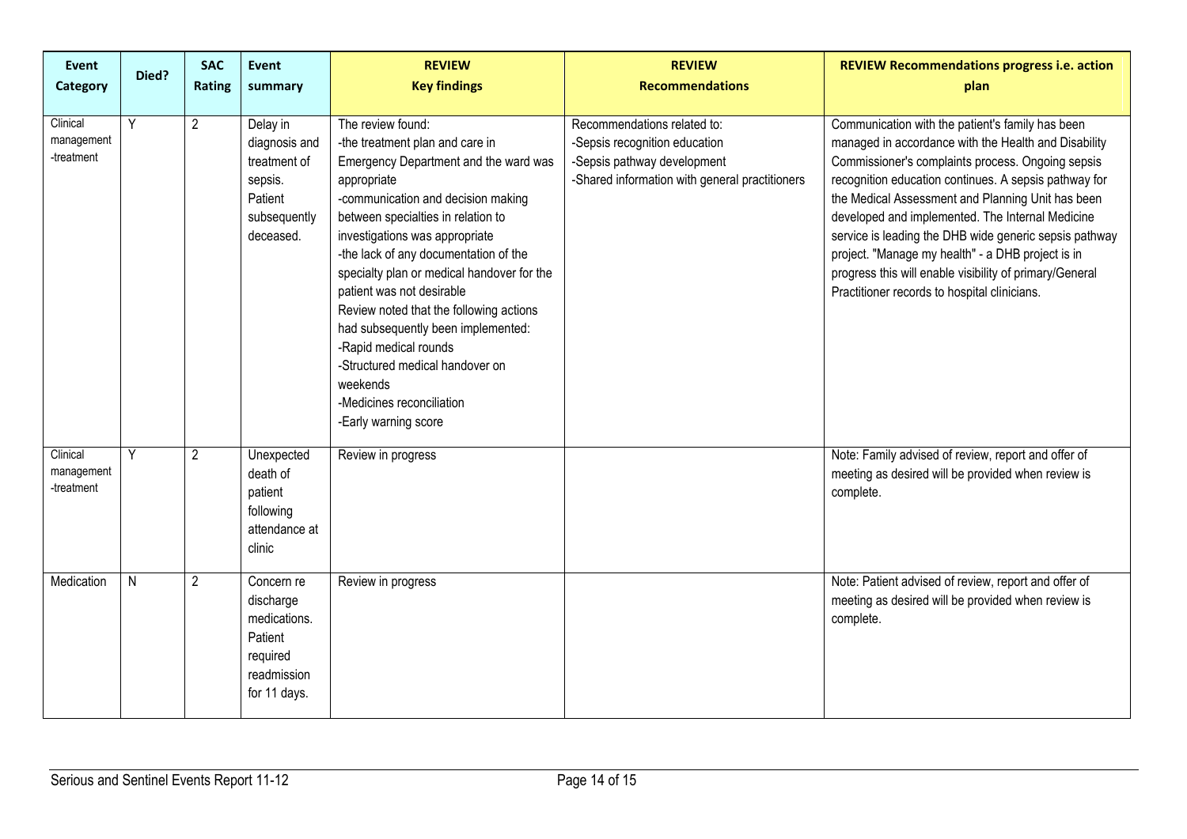| Event Category | Died? | SAC Rating | Event summary | REVIEW Key findings | REVIEW Recommendations | REVIEW Recommendations progress i.e. action plan |
|---|---|---|---|---|---|---|
| Clinical management -treatment | Y | 2 | Delay in diagnosis and treatment of sepsis. Patient subsequently deceased. | The review found:<br>-the treatment plan and care in Emergency Department and the ward was appropriate<br>-communication and decision making between specialties in relation to investigations was appropriate<br>-the lack of any documentation of the specialty plan or medical handover for the patient was not desirable<br>Review noted that the following actions had subsequently been implemented:<br>-Rapid medical rounds<br>-Structured medical handover on weekends<br>-Medicines reconciliation<br>-Early warning score | Recommendations related to:<br>-Sepsis recognition education<br>-Sepsis pathway development<br>-Shared information with general practitioners | Communication with the patient's family has been managed in accordance with the Health and Disability Commissioner's complaints process. Ongoing sepsis recognition education continues. A sepsis pathway for the Medical Assessment and Planning Unit has been developed and implemented. The Internal Medicine service is leading the DHB wide generic sepsis pathway project. "Manage my health" - a DHB project is in progress this will enable visibility of primary/General Practitioner records to hospital clinicians. |
| Clinical management -treatment | Y | 2 | Unexpected death of patient following attendance at clinic | Review in progress | | Note: Family advised of review, report and offer of meeting as desired will be provided when review is complete. |
| Medication | N | 2 | Concern re discharge medications. Patient required readmission for 11 days. | Review in progress | | Note: Patient advised of review, report and offer of meeting as desired will be provided when review is complete. |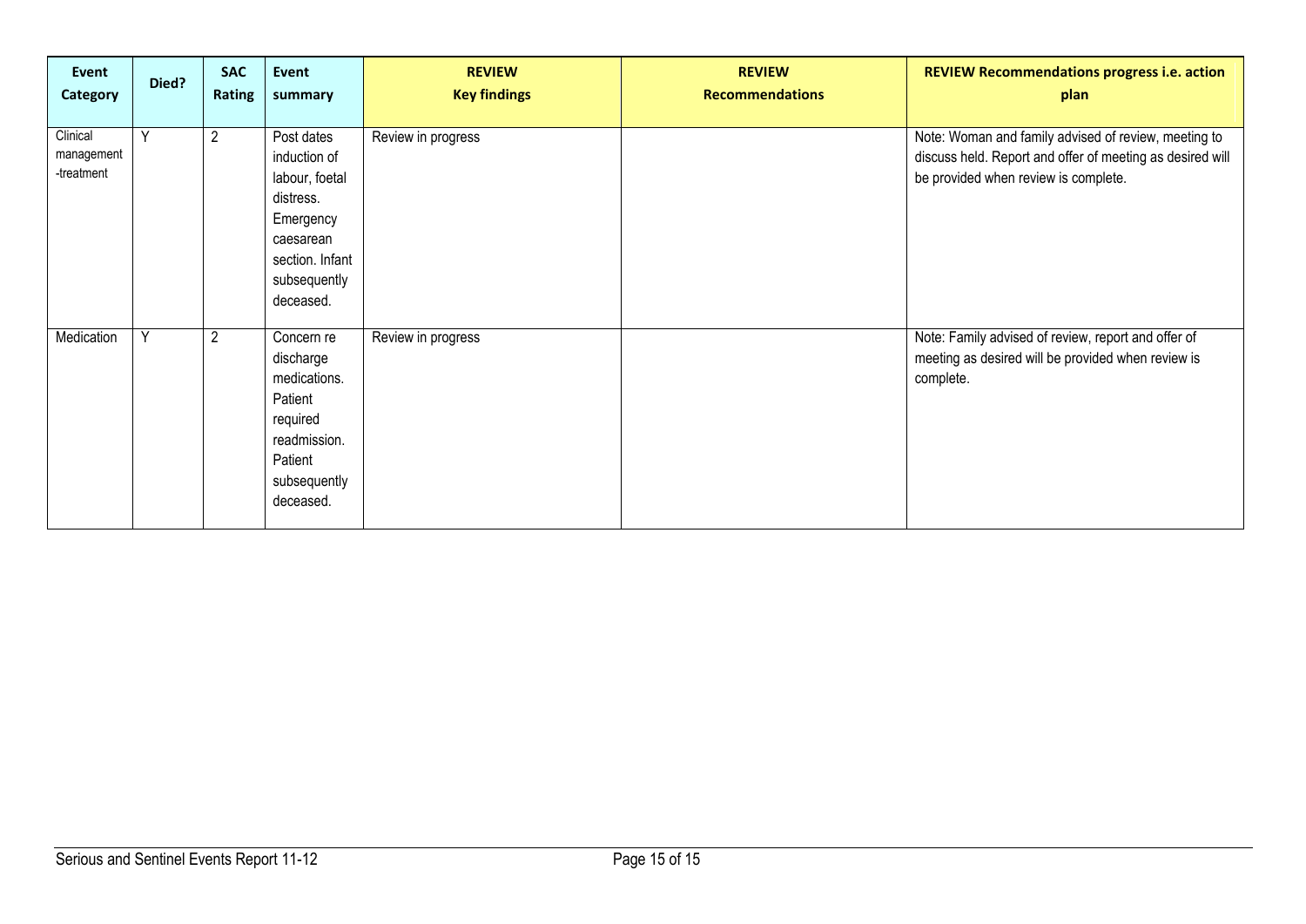| Event Category | Died? | SAC Rating | Event summary | REVIEW Key findings | REVIEW Recommendations | REVIEW Recommendations progress i.e. action plan |
|---|---|---|---|---|---|---|
| Clinical management -treatment | Y | 2 | Post dates induction of labour, foetal distress. Emergency caesarean section. Infant subsequently deceased. | Review in progress | | Note: Woman and family advised of review, meeting to discuss held. Report and offer of meeting as desired will be provided when review is complete. |
| Medication | Y | 2 | Concern re discharge medications. Patient required readmission. Patient subsequently deceased. | Review in progress | | Note: Family advised of review, report and offer of meeting as desired will be provided when review is complete. |